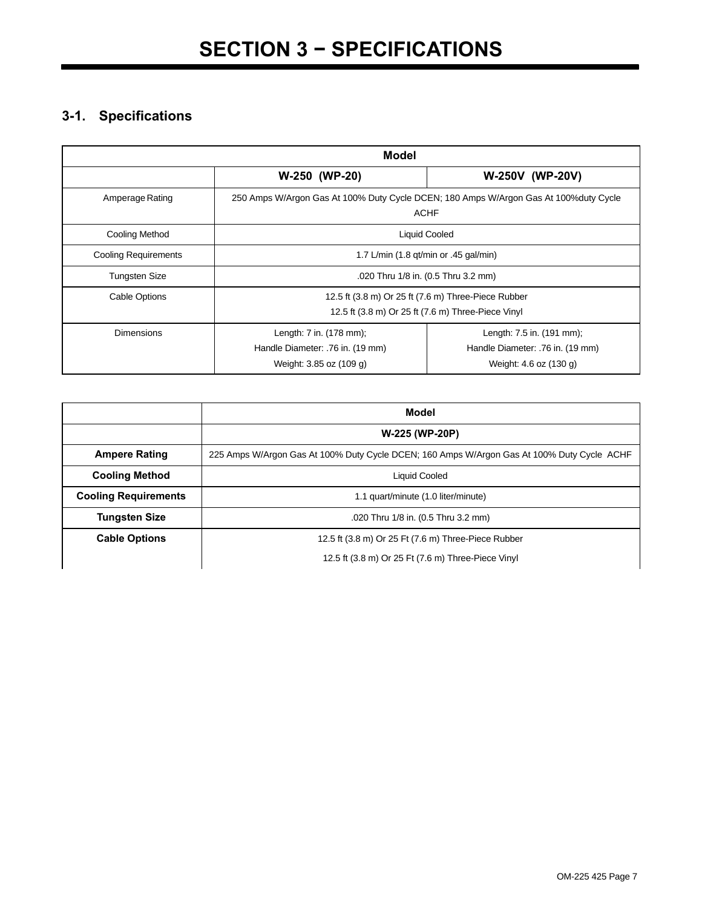# SECTION 3 − SPECIFICATIONS

## 3-1. Specifications

| | Model | |
|---|---|---|
| | **W-250 (WP-20)** | **W-250V (WP-20V)** |
| Amperage Rating | 250 Amps W/Argon Gas At 100% Duty Cycle DCEN; 180 Amps W/Argon Gas At 100%duty Cycle ACHF | |
| Cooling Method | Liquid Cooled | |
| Cooling Requirements | 1.7 L/min (1.8 qt/min or .45 gal/min) | |
| Tungsten Size | .020 Thru 1/8 in. (0.5 Thru 3.2 mm) | |
| Cable Options | 12.5 ft (3.8 m) Or 25 ft (7.6 m) Three-Piece Rubber<br>12.5 ft (3.8 m) Or 25 ft (7.6 m) Three-Piece Vinyl | |
| Dimensions | Length: 7 in. (178 mm);<br>Handle Diameter: .76 in. (19 mm)<br>Weight: 3.85 oz (109 g) | Length: 7.5 in. (191 mm);<br>Handle Diameter: .76 in. (19 mm)<br>Weight: 4.6 oz (130 g) |

| | Model |
|---|---|
| | **W-225 (WP-20P)** |
| **Ampere Rating** | 225 Amps W/Argon Gas At 100% Duty Cycle DCEN; 160 Amps W/Argon Gas At 100% Duty Cycle ACHF |
| **Cooling Method** | Liquid Cooled |
| **Cooling Requirements** | 1.1 quart/minute (1.0 liter/minute) |
| **Tungsten Size** | .020 Thru 1/8 in. (0.5 Thru 3.2 mm) |
| **Cable Options** | 12.5 ft (3.8 m) Or 25 Ft (7.6 m) Three-Piece Rubber<br>12.5 ft (3.8 m) Or 25 Ft (7.6 m) Three-Piece Vinyl |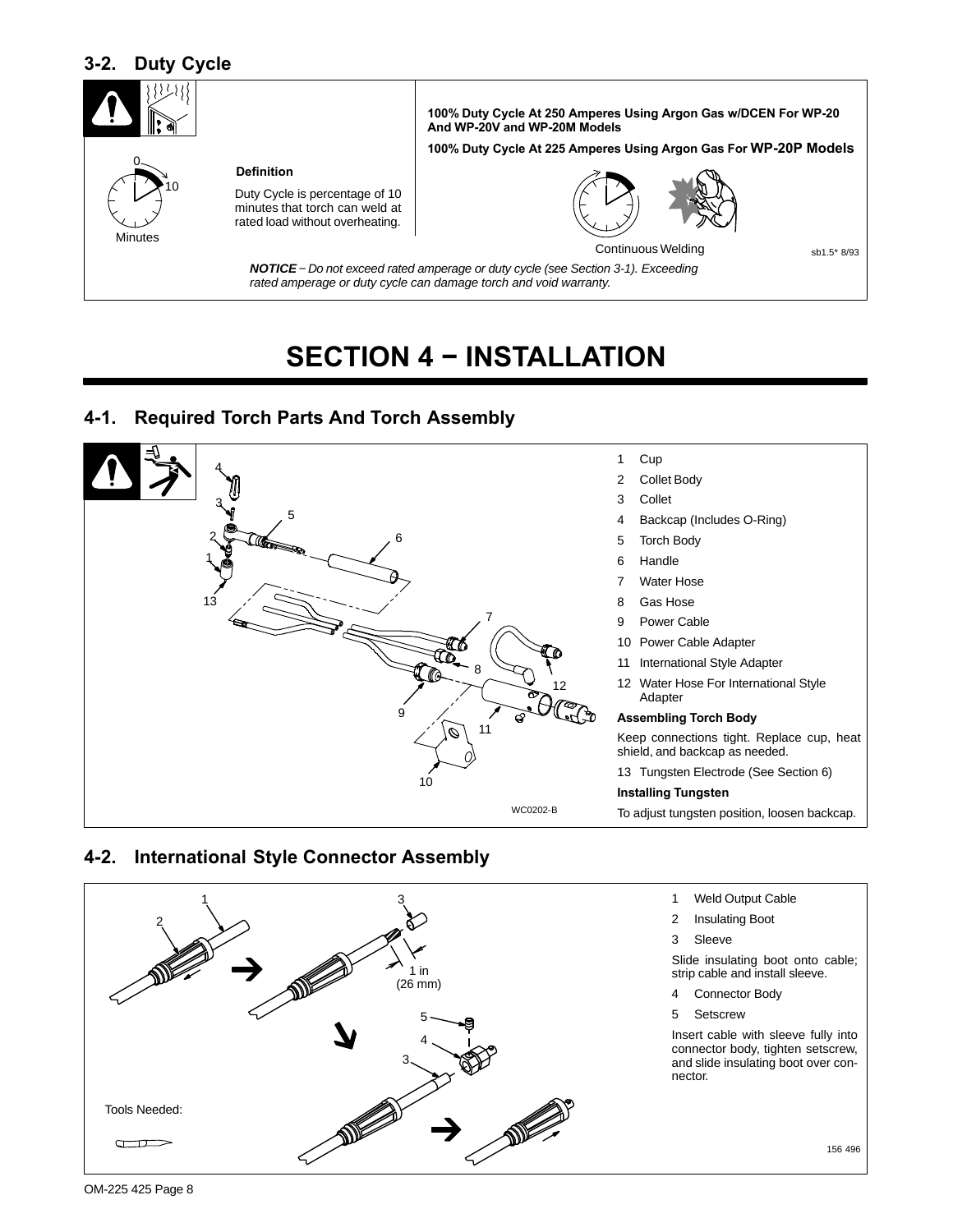## 3-2. Duty Cycle

**Definition**

Duty Cycle is percentage of 10 minutes that torch can weld at rated load without overheating.

Minutes

**100% Duty Cycle At 250 Amperes Using Argon Gas w/DCEN For WP-20 And WP-20V and WP-20M Models**

**100% Duty Cycle At 225 Amperes Using Argon Gas For WP-20P Models**

Continuous Welding

sb1.5* 8/93

***NOTICE*** *− Do not exceed rated amperage or duty cycle (see Section 3-1). Exceeding rated amperage or duty cycle can damage torch and void warranty.*

# SECTION 4 − INSTALLATION

## 4-1. Required Torch Parts And Torch Assembly

1 Cup
2 Collet Body
3 Collet
4 Backcap (Includes O-Ring)
5 Torch Body
6 Handle
7 Water Hose
8 Gas Hose
9 Power Cable
10 Power Cable Adapter
11 International Style Adapter
12 Water Hose For International Style Adapter

**Assembling Torch Body**

Keep connections tight. Replace cup, heat shield, and backcap as needed.

13 Tungsten Electrode (See Section 6)

**Installing Tungsten**

To adjust tungsten position, loosen backcap.

WC0202-B

## 4-2. International Style Connector Assembly

1 Weld Output Cable
2 Insulating Boot
3 Sleeve

Slide insulating boot onto cable; strip cable and install sleeve.

4 Connector Body
5 Setscrew

Insert cable with sleeve fully into connector body, tighten setscrew, and slide insulating boot over connector.

1 in (26 mm)

Tools Needed:

156 496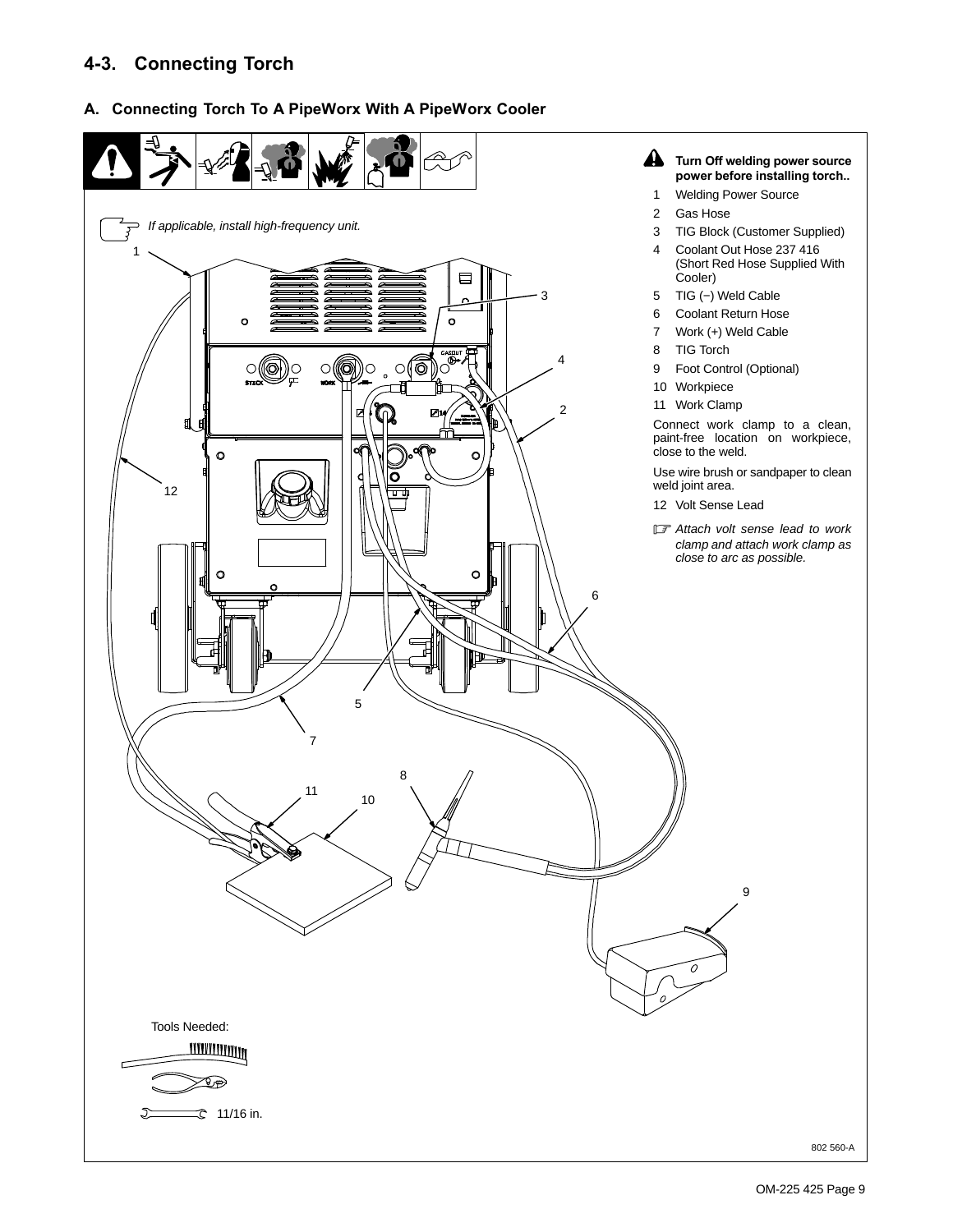## 4-3. Connecting Torch

### A. Connecting Torch To A PipeWorx With A PipeWorx Cooler

If applicable, install high-frequency unit.

**Turn Off welding power source power before installing torch..**

1. Welding Power Source
2. Gas Hose
3. TIG Block (Customer Supplied)
4. Coolant Out Hose 237 416 (Short Red Hose Supplied With Cooler)
5. TIG (−) Weld Cable
6. Coolant Return Hose
7. Work (+) Weld Cable
8. TIG Torch
9. Foot Control (Optional)
10. Workpiece
11. Work Clamp

Connect work clamp to a clean, paint-free location on workpiece, close to the weld.

Use wire brush or sandpaper to clean weld joint area.

12. Volt Sense Lead

*Attach volt sense lead to work clamp and attach work clamp as close to arc as possible.*

Tools Needed:

11/16 in.

802 560-A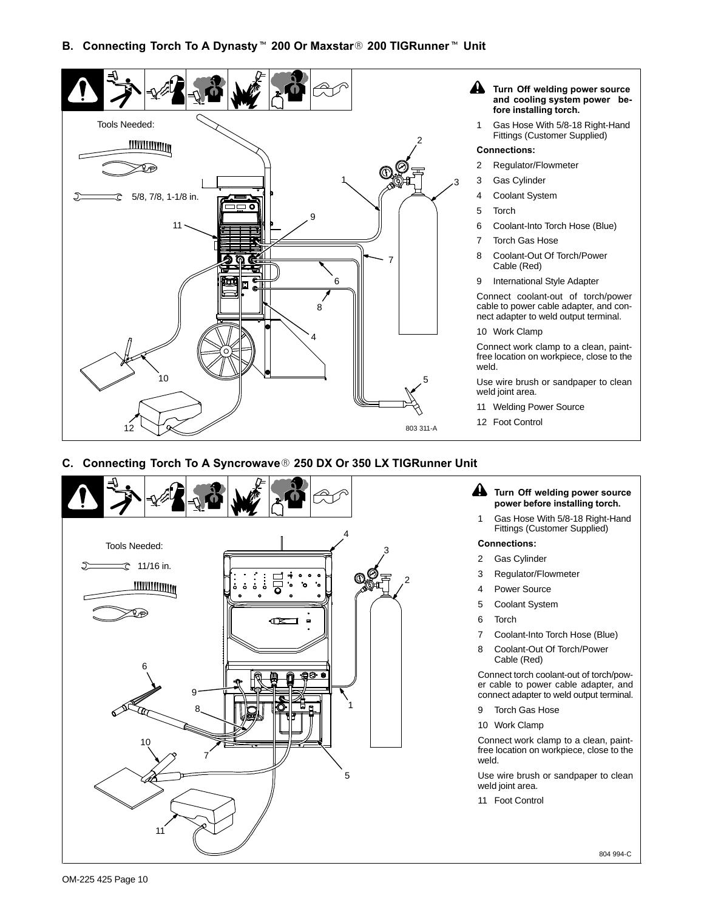## B. Connecting Torch To A Dynasty™ 200 Or Maxstar® 200 TIGRunner™ Unit

Tools Needed:

5/8, 7/8, 1-1/8 in.

803 311-A

**Turn Off welding power source and cooling system power before installing torch.**

1 Gas Hose With 5/8-18 Right-Hand Fittings (Customer Supplied)

**Connections:**

2 Regulator/Flowmeter

3 Gas Cylinder

4 Coolant System

5 Torch

6 Coolant-Into Torch Hose (Blue)

7 Torch Gas Hose

8 Coolant-Out Of Torch/Power Cable (Red)

9 International Style Adapter

Connect coolant-out of torch/power cable to power cable adapter, and connect adapter to weld output terminal.

10 Work Clamp

Connect work clamp to a clean, paint-free location on workpiece, close to the weld.

Use wire brush or sandpaper to clean weld joint area.

11 Welding Power Source

12 Foot Control

## C. Connecting Torch To A Syncrowave® 250 DX Or 350 LX TIGRunner Unit

Tools Needed:

11/16 in.

804 994-C

**Turn Off welding power source power before installing torch.**

1 Gas Hose With 5/8-18 Right-Hand Fittings (Customer Supplied)

**Connections:**

2 Gas Cylinder

3 Regulator/Flowmeter

4 Power Source

5 Coolant System

6 Torch

7 Coolant-Into Torch Hose (Blue)

8 Coolant-Out Of Torch/Power Cable (Red)

Connect torch coolant-out of torch/power cable to power cable adapter, and connect adapter to weld output terminal.

9 Torch Gas Hose

10 Work Clamp

Connect work clamp to a clean, paint-free location on workpiece, close to the weld.

Use wire brush or sandpaper to clean weld joint area.

11 Foot Control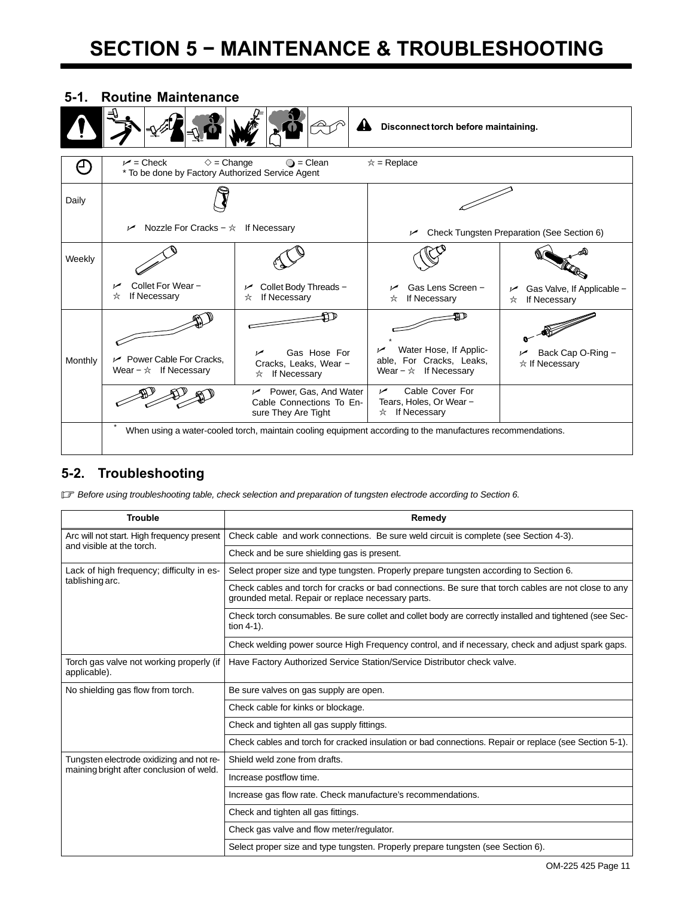# SECTION 5 − MAINTENANCE & TROUBLESHOOTING

## 5-1. Routine Maintenance

**Disconnect torch before maintaining.**

| | ✓ = Check ◇ = Change ● = Clean ☆ = Replace<br>* To be done by Factory Authorized Service Agent | | | |
|---|---|---|---|---|
| Daily | ✓ Nozzle For Cracks − ☆ If Necessary | | ✓ Check Tungsten Preparation (See Section 6) | |
| Weekly | ✓ Collet For Wear − ☆ If Necessary | ✓ Collet Body Threads − ☆ If Necessary | ✓ Gas Lens Screen − ☆ If Necessary | ✓ Gas Valve, If Applicable − ☆ If Necessary |
| Monthly | ✓ Power Cable For Cracks, Wear − ☆ If Necessary | ✓ Gas Hose For Cracks, Leaks, Wear − ☆ If Necessary | * ✓ Water Hose, If Applicable, For Cracks, Leaks, Wear − ☆ If Necessary | ✓ Back Cap O-Ring − ☆ If Necessary |
| | | ✓ Power, Gas, And Water Cable Connections To Ensure They Are Tight | ✓ Cable Cover For Tears, Holes, Or Wear − ☆ If Necessary | |
| | * When using a water-cooled torch, maintain cooling equipment according to the manufactures recommendations. | | | |

## 5-2. Troubleshooting

☞ *Before using troubleshooting table, check selection and preparation of tungsten electrode according to Section 6.*

| Trouble | Remedy |
|---|---|
| Arc will not start. High frequency present and visible at the torch. | Check cable and work connections. Be sure weld circuit is complete (see Section 4-3). |
| | Check and be sure shielding gas is present. |
| Lack of high frequency; difficulty in establishing arc. | Select proper size and type tungsten. Properly prepare tungsten according to Section 6. |
| | Check cables and torch for cracks or bad connections. Be sure that torch cables are not close to any grounded metal. Repair or replace necessary parts. |
| | Check torch consumables. Be sure collet and collet body are correctly installed and tightened (see Section 4-1). |
| | Check welding power source High Frequency control, and if necessary, check and adjust spark gaps. |
| Torch gas valve not working properly (if applicable). | Have Factory Authorized Service Station/Service Distributor check valve. |
| No shielding gas flow from torch. | Be sure valves on gas supply are open. |
| | Check cable for kinks or blockage. |
| | Check and tighten all gas supply fittings. |
| | Check cables and torch for cracked insulation or bad connections. Repair or replace (see Section 5-1). |
| Tungsten electrode oxidizing and not remaining bright after conclusion of weld. | Shield weld zone from drafts. |
| | Increase postflow time. |
| | Increase gas flow rate. Check manufacture's recommendations. |
| | Check and tighten all gas fittings. |
| | Check gas valve and flow meter/regulator. |
| | Select proper size and type tungsten. Properly prepare tungsten (see Section 6). |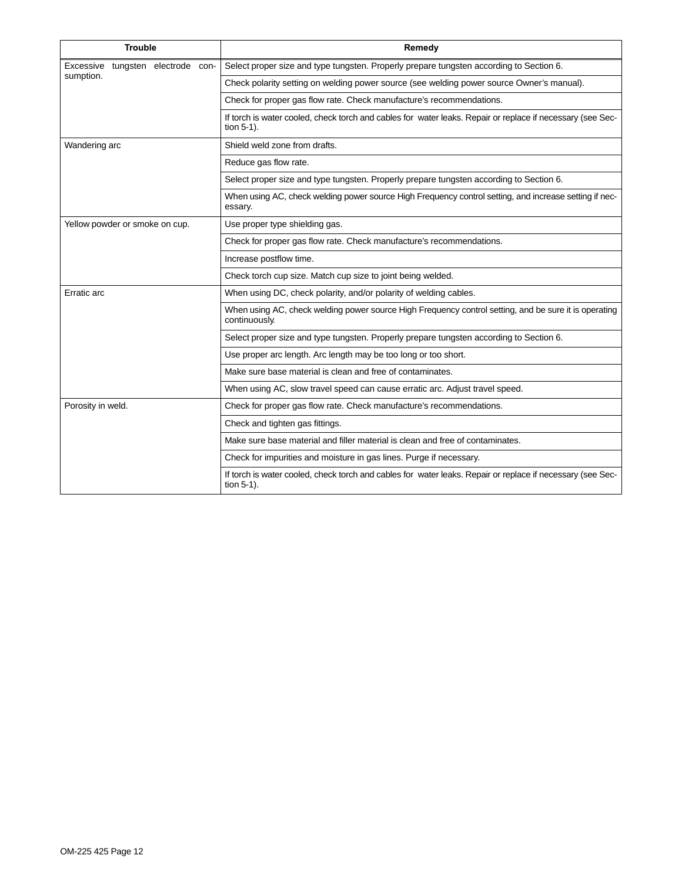| Trouble | Remedy |
|---|---|
| Excessive tungsten electrode consumption. | Select proper size and type tungsten. Properly prepare tungsten according to Section 6. |
| | Check polarity setting on welding power source (see welding power source Owner's manual). |
| | Check for proper gas flow rate. Check manufacture's recommendations. |
| | If torch is water cooled, check torch and cables for water leaks. Repair or replace if necessary (see Section 5-1). |
| Wandering arc | Shield weld zone from drafts. |
| | Reduce gas flow rate. |
| | Select proper size and type tungsten. Properly prepare tungsten according to Section 6. |
| | When using AC, check welding power source High Frequency control setting, and increase setting if necessary. |
| Yellow powder or smoke on cup. | Use proper type shielding gas. |
| | Check for proper gas flow rate. Check manufacture's recommendations. |
| | Increase postflow time. |
| | Check torch cup size. Match cup size to joint being welded. |
| Erratic arc | When using DC, check polarity, and/or polarity of welding cables. |
| | When using AC, check welding power source High Frequency control setting, and be sure it is operating continuously. |
| | Select proper size and type tungsten. Properly prepare tungsten according to Section 6. |
| | Use proper arc length. Arc length may be too long or too short. |
| | Make sure base material is clean and free of contaminates. |
| | When using AC, slow travel speed can cause erratic arc. Adjust travel speed. |
| Porosity in weld. | Check for proper gas flow rate. Check manufacture's recommendations. |
| | Check and tighten gas fittings. |
| | Make sure base material and filler material is clean and free of contaminates. |
| | Check for impurities and moisture in gas lines. Purge if necessary. |
| | If torch is water cooled, check torch and cables for water leaks. Repair or replace if necessary (see Section 5-1). |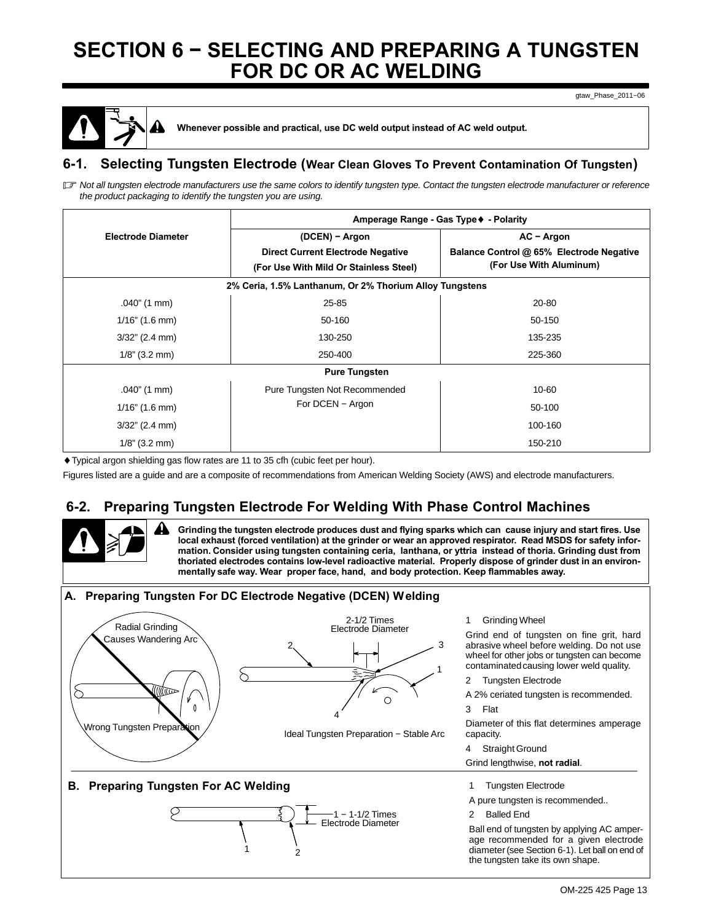# SECTION 6 − SELECTING AND PREPARING A TUNGSTEN FOR DC OR AC WELDING

gtaw_Phase_2011−06

**Whenever possible and practical, use DC weld output instead of AC weld output.**

## 6-1. Selecting Tungsten Electrode (Wear Clean Gloves To Prevent Contamination Of Tungsten)

*Not all tungsten electrode manufacturers use the same colors to identify tungsten type. Contact the tungsten electrode manufacturer or reference the product packaging to identify the tungsten you are using.*

| Electrode Diameter | Amperage Range - Gas Type♦ - Polarity | |
|---|---|---|
| | **(DCEN) − Argon**<br>**Direct Current Electrode Negative**<br>**(For Use With Mild Or Stainless Steel)** | **AC − Argon**<br>**Balance Control @ 65% Electrode Negative**<br>**(For Use With Aluminum)** |
| **2% Ceria, 1.5% Lanthanum, Or 2% Thorium Alloy Tungstens** | | |
| .040” (1 mm) | 25-85 | 20-80 |
| 1/16” (1.6 mm) | 50-160 | 50-150 |
| 3/32” (2.4 mm) | 130-250 | 135-235 |
| 1/8” (3.2 mm) | 250-400 | 225-360 |
| **Pure Tungsten** | | |
| .040” (1 mm) | Pure Tungsten Not Recommended For DCEN − Argon | 10-60 |
| 1/16” (1.6 mm) | | 50-100 |
| 3/32” (2.4 mm) | | 100-160 |
| 1/8” (3.2 mm) | | 150-210 |

♦Typical argon shielding gas flow rates are 11 to 35 cfh (cubic feet per hour).

Figures listed are a guide and are a composite of recommendations from American Welding Society (AWS) and electrode manufacturers.

## 6-2. Preparing Tungsten Electrode For Welding With Phase Control Machines

**Grinding the tungsten electrode produces dust and flying sparks which can cause injury and start fires. Use local exhaust (forced ventilation) at the grinder or wear an approved respirator. Read MSDS for safety information. Consider using tungsten containing ceria, lanthana, or yttria instead of thoria. Grinding dust from thoriated electrodes contains low-level radioactive material. Properly dispose of grinder dust in an environmentally safe way. Wear proper face, hand, and body protection. Keep flammables away.**

### A. Preparing Tungsten For DC Electrode Negative (DCEN) Welding

Radial Grinding Causes Wandering Arc

Wrong Tungsten Preparation

2-1/2 Times Electrode Diameter

Ideal Tungsten Preparation − Stable Arc

1 Grinding Wheel

Grind end of tungsten on fine grit, hard abrasive wheel before welding. Do not use wheel for other jobs or tungsten can become contaminated causing lower weld quality.

2 Tungsten Electrode

A 2% ceriated tungsten is recommended.

3 Flat

Diameter of this flat determines amperage capacity.

4 Straight Ground

Grind lengthwise, **not radial**.

### B. Preparing Tungsten For AC Welding

1 − 1-1/2 Times Electrode Diameter

1 Tungsten Electrode

A pure tungsten is recommended..

2 Balled End

Ball end of tungsten by applying AC amperage recommended for a given electrode diameter (see Section 6-1). Let ball on end of the tungsten take its own shape.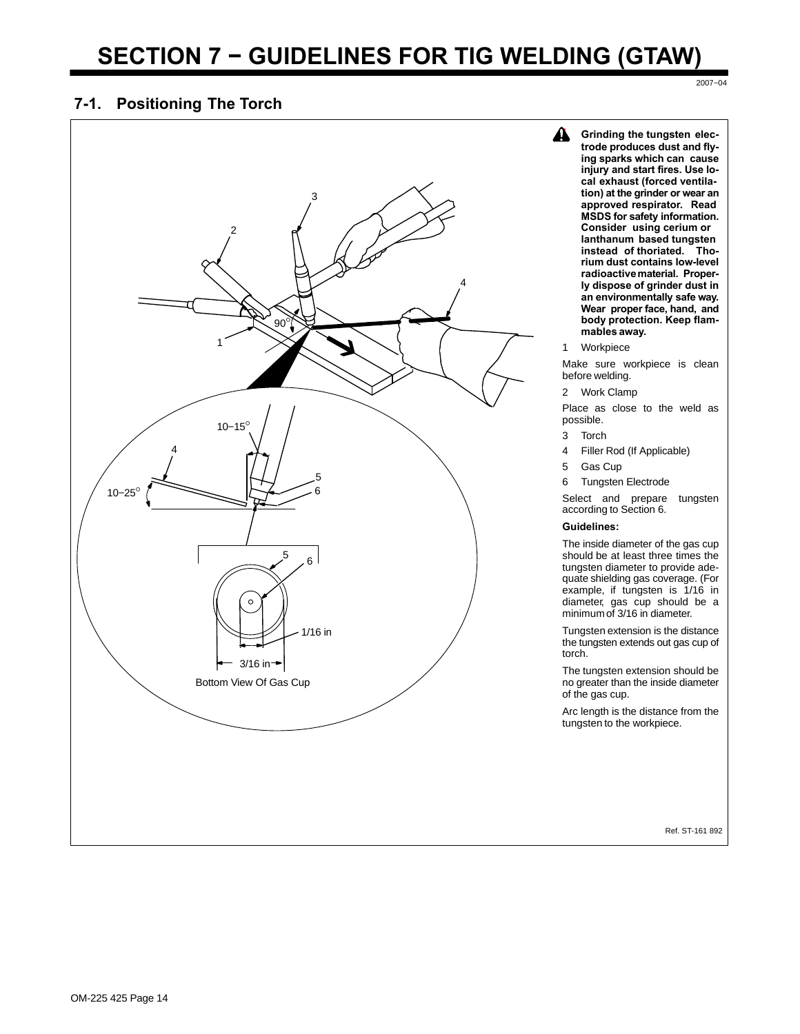# SECTION 7 − GUIDELINES FOR TIG WELDING (GTAW)

2007−04

## 7-1. Positioning The Torch

10−15°

10−25°

90°

1/16 in

3/16 in

Bottom View Of Gas Cup

**Grinding the tungsten electrode produces dust and flying sparks which can cause injury and start fires. Use local exhaust (forced ventilation) at the grinder or wear an approved respirator. Read MSDS for safety information. Consider using cerium or lanthanum based tungsten instead of thoriated. Thorium dust contains low-level radioactive material. Properly dispose of grinder dust in an environmentally safe way. Wear proper face, hand, and body protection. Keep flammables away.**

1 Workpiece

Make sure workpiece is clean before welding.

2 Work Clamp

Place as close to the weld as possible.

3 Torch

4 Filler Rod (If Applicable)

5 Gas Cup

6 Tungsten Electrode

Select and prepare tungsten according to Section 6.

**Guidelines:**

The inside diameter of the gas cup should be at least three times the tungsten diameter to provide adequate shielding gas coverage. (For example, if tungsten is 1/16 in diameter, gas cup should be a minimum of 3/16 in diameter.

Tungsten extension is the distance the tungsten extends out gas cup of torch.

The tungsten extension should be no greater than the inside diameter of the gas cup.

Arc length is the distance from the tungsten to the workpiece.

Ref. ST-161 892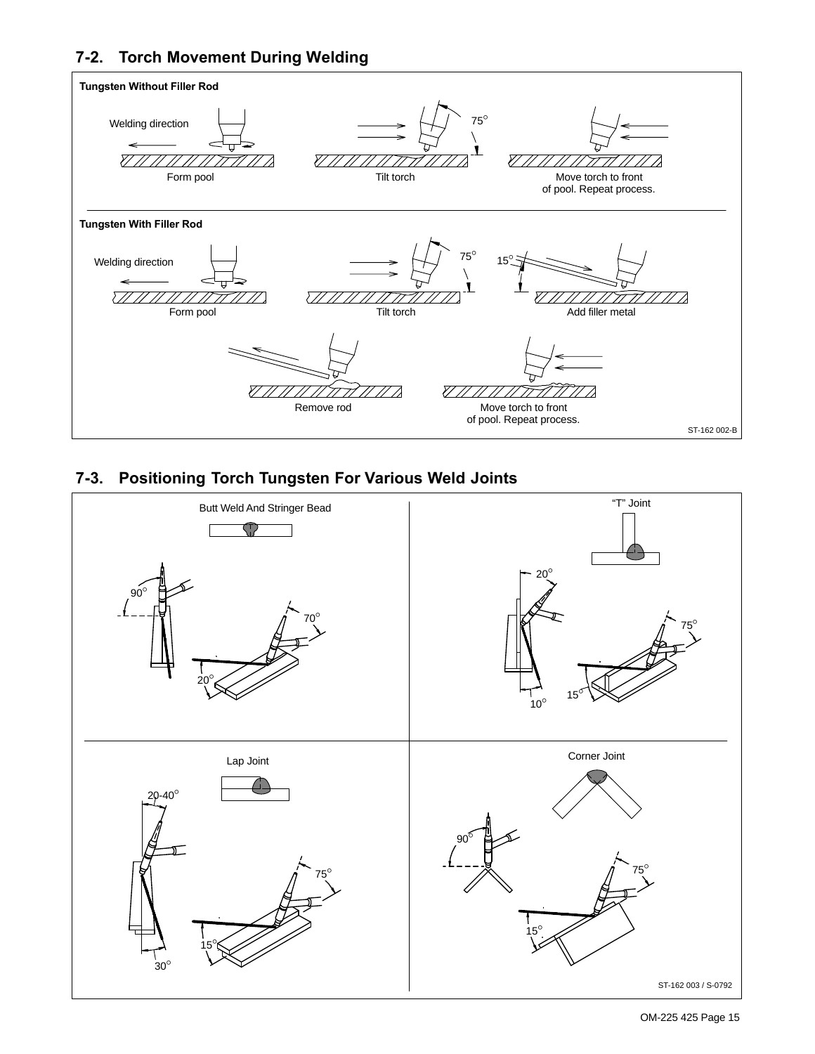## 7-2. Torch Movement During Welding

**Tungsten Without Filler Rod**

Welding direction

Form pool

Tilt torch

75°

Move torch to front of pool. Repeat process.

**Tungsten With Filler Rod**

Welding direction

Form pool

Tilt torch

75°

15°

Add filler metal

Remove rod

Move torch to front of pool. Repeat process.

ST-162 002-B

## 7-3. Positioning Torch Tungsten For Various Weld Joints

Butt Weld And Stringer Bead

90°

70°

20°

“T” Joint

20°

75°

15°

10°

Lap Joint

20-40°

75°

15°

30°

Corner Joint

90°

75°

15°

ST-162 003 / S-0792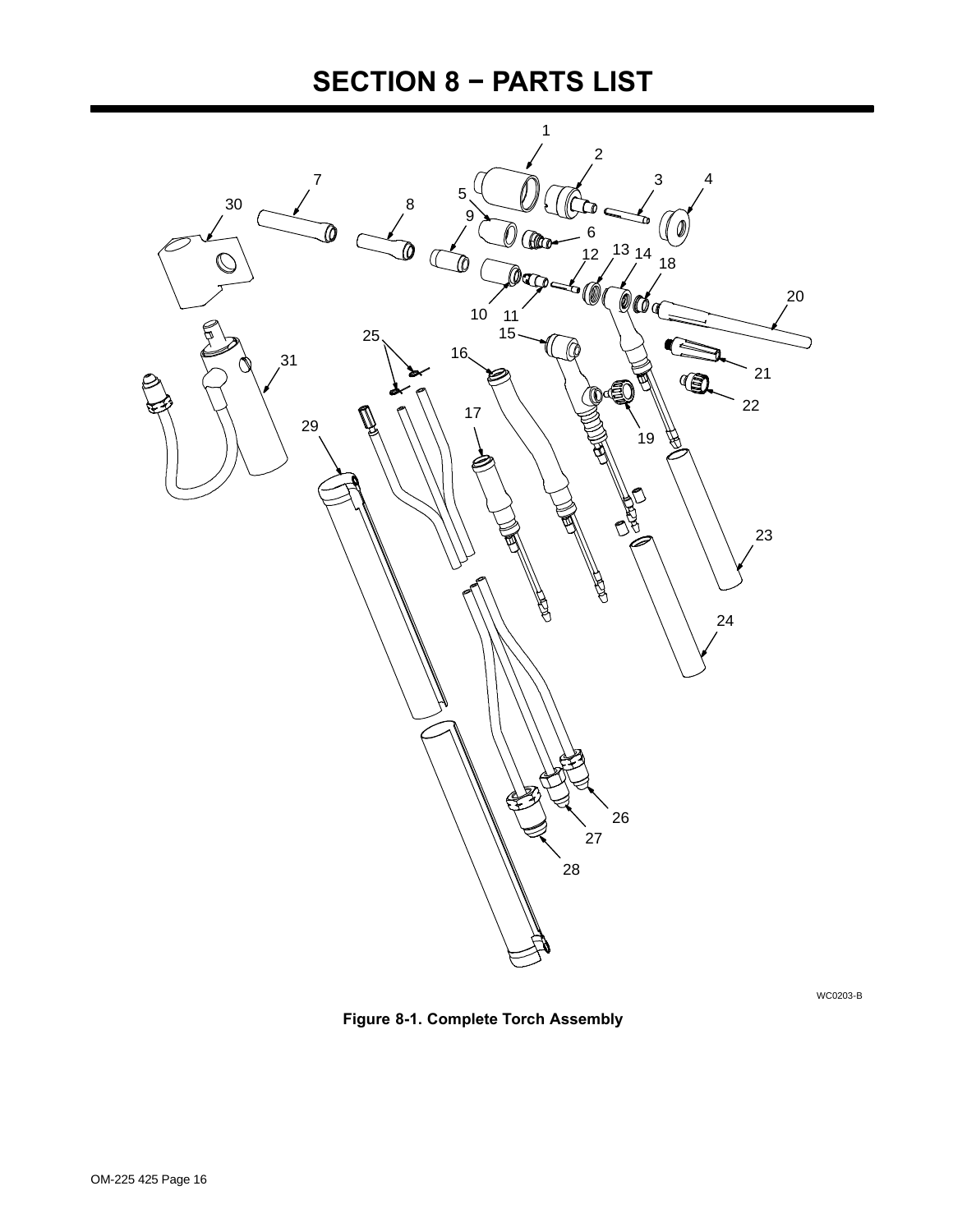# SECTION 8 − PARTS LIST

WC0203-B

**Figure 8-1. Complete Torch Assembly**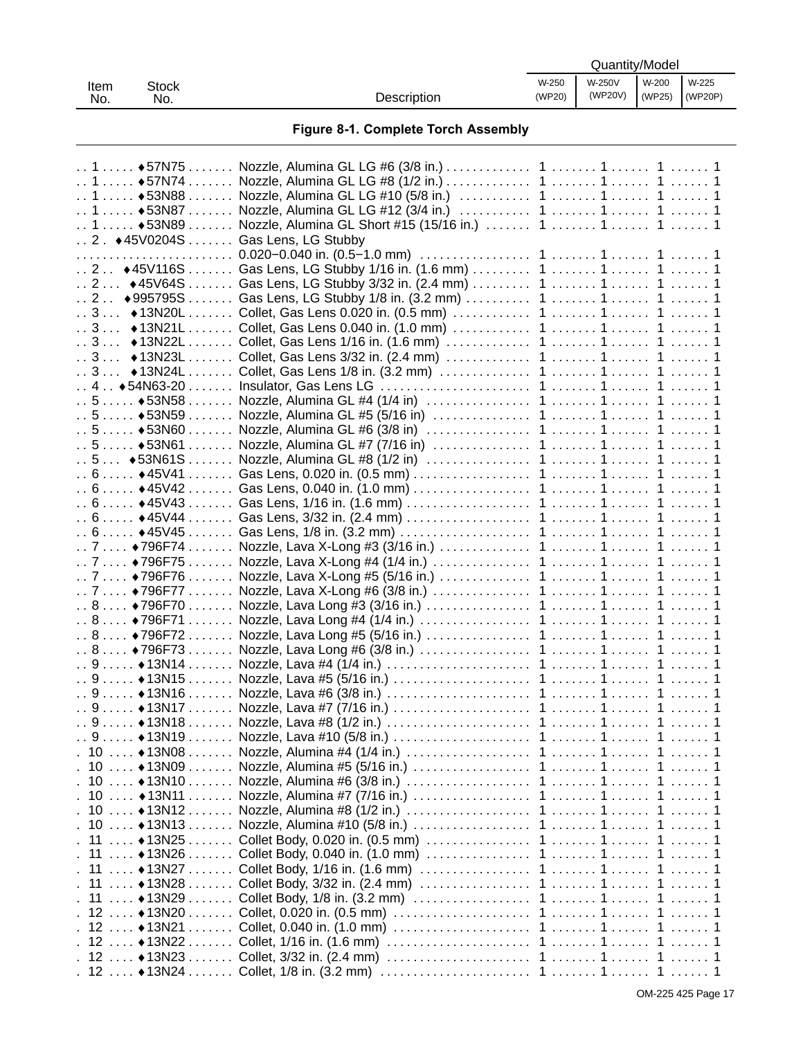| Item No. | Stock No. | Description | W-250 (WP20) | W-250V (WP20V) | W-200 (WP25) | W-225 (WP20P) |
|---|---|---|---|---|---|---|

**Figure 8-1. Complete Torch Assembly**

| Item No. | Stock No. | Description | W-250 (WP20) | W-250V (WP20V) | W-200 (WP25) | W-225 (WP20P) |
|---|---|---|---|---|---|---|
| 1 | ♦57N75 | Nozzle, Alumina GL LG #6 (3/8 in.) | 1 | 1 | 1 | 1 |
| 1 | ♦57N74 | Nozzle, Alumina GL LG #8 (1/2 in.) | 1 | 1 | 1 | 1 |
| 1 | ♦53N88 | Nozzle, Alumina GL LG #10 (5/8 in.) | 1 | 1 | 1 | 1 |
| 1 | ♦53N87 | Nozzle, Alumina GL LG #12 (3/4 in.) | 1 | 1 | 1 | 1 |
| 1 | ♦53N89 | Nozzle, Alumina GL Short #15 (15/16 in.) | 1 | 1 | 1 | 1 |
| 2 | ♦45V0204S | Gas Lens, LG Stubby 0.020−0.040 in. (0.5−1.0 mm) | 1 | 1 | 1 | 1 |
| 2 | ♦45V116S | Gas Lens, LG Stubby 1/16 in. (1.6 mm) | 1 | 1 | 1 | 1 |
| 2 | ♦45V64S | Gas Lens, LG Stubby 3/32 in. (2.4 mm) | 1 | 1 | 1 | 1 |
| 2 | ♦995795S | Gas Lens, LG Stubby 1/8 in. (3.2 mm) | 1 | 1 | 1 | 1 |
| 3 | ♦13N20L | Collet, Gas Lens 0.020 in. (0.5 mm) | 1 | 1 | 1 | 1 |
| 3 | ♦13N21L | Collet, Gas Lens 0.040 in. (1.0 mm) | 1 | 1 | 1 | 1 |
| 3 | ♦13N22L | Collet, Gas Lens 1/16 in. (1.6 mm) | 1 | 1 | 1 | 1 |
| 3 | ♦13N23L | Collet, Gas Lens 3/32 in. (2.4 mm) | 1 | 1 | 1 | 1 |
| 3 | ♦13N24L | Collet, Gas Lens 1/8 in. (3.2 mm) | 1 | 1 | 1 | 1 |
| 4 | ♦54N63-20 | Insulator, Gas Lens LG | 1 | 1 | 1 | 1 |
| 5 | ♦53N58 | Nozzle, Alumina GL #4 (1/4 in) | 1 | 1 | 1 | 1 |
| 5 | ♦53N59 | Nozzle, Alumina GL #5 (5/16 in) | 1 | 1 | 1 | 1 |
| 5 | ♦53N60 | Nozzle, Alumina GL #6 (3/8 in) | 1 | 1 | 1 | 1 |
| 5 | ♦53N61 | Nozzle, Alumina GL #7 (7/16 in) | 1 | 1 | 1 | 1 |
| 5 | ♦53N61S | Nozzle, Alumina GL #8 (1/2 in) | 1 | 1 | 1 | 1 |
| 6 | ♦45V41 | Gas Lens, 0.020 in. (0.5 mm) | 1 | 1 | 1 | 1 |
| 6 | ♦45V42 | Gas Lens, 0.040 in. (1.0 mm) | 1 | 1 | 1 | 1 |
| 6 | ♦45V43 | Gas Lens, 1/16 in. (1.6 mm) | 1 | 1 | 1 | 1 |
| 6 | ♦45V44 | Gas Lens, 3/32 in. (2.4 mm) | 1 | 1 | 1 | 1 |
| 6 | ♦45V45 | Gas Lens, 1/8 in. (3.2 mm) | 1 | 1 | 1 | 1 |
| 7 | ♦796F74 | Nozzle, Lava X-Long #3 (3/16 in.) | 1 | 1 | 1 | 1 |
| 7 | ♦796F75 | Nozzle, Lava X-Long #4 (1/4 in.) | 1 | 1 | 1 | 1 |
| 7 | ♦796F76 | Nozzle, Lava X-Long #5 (5/16 in.) | 1 | 1 | 1 | 1 |
| 7 | ♦796F77 | Nozzle, Lava X-Long #6 (3/8 in.) | 1 | 1 | 1 | 1 |
| 8 | ♦796F70 | Nozzle, Lava Long #3 (3/16 in.) | 1 | 1 | 1 | 1 |
| 8 | ♦796F71 | Nozzle, Lava Long #4 (1/4 in.) | 1 | 1 | 1 | 1 |
| 8 | ♦796F72 | Nozzle, Lava Long #5 (5/16 in.) | 1 | 1 | 1 | 1 |
| 8 | ♦796F73 | Nozzle, Lava Long #6 (3/8 in.) | 1 | 1 | 1 | 1 |
| 9 | ♦13N14 | Nozzle, Lava #4 (1/4 in.) | 1 | 1 | 1 | 1 |
| 9 | ♦13N15 | Nozzle, Lava #5 (5/16 in.) | 1 | 1 | 1 | 1 |
| 9 | ♦13N16 | Nozzle, Lava #6 (3/8 in.) | 1 | 1 | 1 | 1 |
| 9 | ♦13N17 | Nozzle, Lava #7 (7/16 in.) | 1 | 1 | 1 | 1 |
| 9 | ♦13N18 | Nozzle, Lava #8 (1/2 in.) | 1 | 1 | 1 | 1 |
| 9 | ♦13N19 | Nozzle, Lava #10 (5/8 in.) | 1 | 1 | 1 | 1 |
| 10 | ♦13N08 | Nozzle, Alumina #4 (1/4 in.) | 1 | 1 | 1 | 1 |
| 10 | ♦13N09 | Nozzle, Alumina #5 (5/16 in.) | 1 | 1 | 1 | 1 |
| 10 | ♦13N10 | Nozzle, Alumina #6 (3/8 in.) | 1 | 1 | 1 | 1 |
| 10 | ♦13N11 | Nozzle, Alumina #7 (7/16 in.) | 1 | 1 | 1 | 1 |
| 10 | ♦13N12 | Nozzle, Alumina #8 (1/2 in.) | 1 | 1 | 1 | 1 |
| 10 | ♦13N13 | Nozzle, Alumina #10 (5/8 in.) | 1 | 1 | 1 | 1 |
| 11 | ♦13N25 | Collet Body, 0.020 in. (0.5 mm) | 1 | 1 | 1 | 1 |
| 11 | ♦13N26 | Collet Body, 0.040 in. (1.0 mm) | 1 | 1 | 1 | 1 |
| 11 | ♦13N27 | Collet Body, 1/16 in. (1.6 mm) | 1 | 1 | 1 | 1 |
| 11 | ♦13N28 | Collet Body, 3/32 in. (2.4 mm) | 1 | 1 | 1 | 1 |
| 11 | ♦13N29 | Collet Body, 1/8 in. (3.2 mm) | 1 | 1 | 1 | 1 |
| 12 | ♦13N20 | Collet, 0.020 in. (0.5 mm) | 1 | 1 | 1 | 1 |
| 12 | ♦13N21 | Collet, 0.040 in. (1.0 mm) | 1 | 1 | 1 | 1 |
| 12 | ♦13N22 | Collet, 1/16 in. (1.6 mm) | 1 | 1 | 1 | 1 |
| 12 | ♦13N23 | Collet, 3/32 in. (2.4 mm) | 1 | 1 | 1 | 1 |
| 12 | ♦13N24 | Collet, 1/8 in. (3.2 mm) | 1 | 1 | 1 | 1 |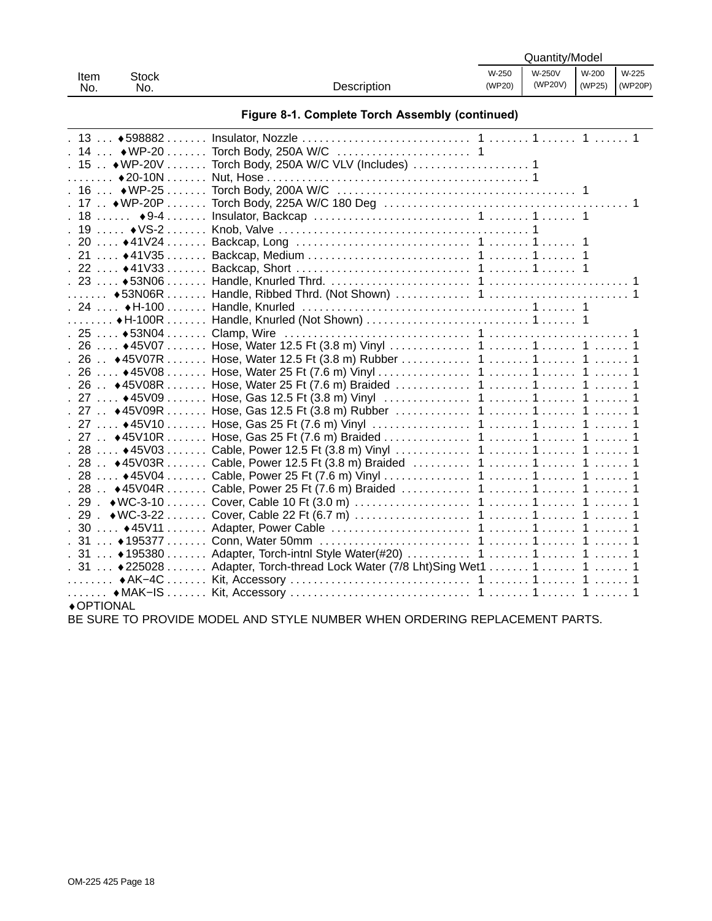## Figure 8-1. Complete Torch Assembly (continued)

| Item No. | Stock No. | Description | Quantity/Model W-250 (WP20) | W-250V (WP20V) | W-200 (WP25) | W-225 (WP20P) |
|---|---|---|---|---|---|---|
| 13 | ♦598882 | Insulator, Nozzle | 1 | 1 | 1 | 1 |
| 14 | ♦WP-20 | Torch Body, 250A W/C | 1 | | | |
| 15 | ♦WP-20V | Torch Body, 250A W/C VLV (Includes) | | 1 | | |
| | ♦20-10N | Nut, Hose | | 1 | | |
| 16 | ♦WP-25 | Torch Body, 200A W/C | | | 1 | |
| 17 | ♦WP-20P | Torch Body, 225A W/C 180 Deg | | | | 1 |
| 18 | ♦9-4 | Insulator, Backcap | 1 | 1 | 1 | |
| 19 | ♦VS-2 | Knob, Valve | | 1 | | |
| 20 | ♦41V24 | Backcap, Long | 1 | 1 | 1 | |
| 21 | ♦41V35 | Backcap, Medium | 1 | 1 | 1 | |
| 22 | ♦41V33 | Backcap, Short | 1 | 1 | 1 | |
| 23 | ♦53N06 | Handle, Knurled Thrd. | 1 | | | 1 |
| | ♦53N06R | Handle, Ribbed Thrd. (Not Shown) | 1 | | | 1 |
| 24 | ♦H-100 | Handle, Knurled | | 1 | 1 | |
| | ♦H-100R | Handle, Knurled (Not Shown) | | 1 | 1 | |
| 25 | ♦53N04 | Clamp, Wire | 1 | | | 1 |
| 26 | ♦45V07 | Hose, Water 12.5 Ft (3.8 m) Vinyl | 1 | 1 | 1 | 1 |
| 26 | ♦45V07R | Hose, Water 12.5 Ft (3.8 m) Rubber | 1 | 1 | 1 | 1 |
| 26 | ♦45V08 | Hose, Water 25 Ft (7.6 m) Vinyl | 1 | 1 | 1 | 1 |
| 26 | ♦45V08R | Hose, Water 25 Ft (7.6 m) Braided | 1 | 1 | 1 | 1 |
| 27 | ♦45V09 | Hose, Gas 12.5 Ft (3.8 m) Vinyl | 1 | 1 | 1 | 1 |
| 27 | ♦45V09R | Hose, Gas 12.5 Ft (3.8 m) Rubber | 1 | 1 | 1 | 1 |
| 27 | ♦45V10 | Hose, Gas 25 Ft (7.6 m) Vinyl | 1 | 1 | 1 | 1 |
| 27 | ♦45V10R | Hose, Gas 25 Ft (7.6 m) Braided | 1 | 1 | 1 | 1 |
| 28 | ♦45V03 | Cable, Power 12.5 Ft (3.8 m) Vinyl | 1 | 1 | 1 | 1 |
| 28 | ♦45V03R | Cable, Power 12.5 Ft (3.8 m) Braided | 1 | 1 | 1 | 1 |
| 28 | ♦45V04 | Cable, Power 25 Ft (7.6 m) Vinyl | 1 | 1 | 1 | 1 |
| 28 | ♦45V04R | Cable, Power 25 Ft (7.6 m) Braided | 1 | 1 | 1 | 1 |
| 29 | ♦WC-3-10 | Cover, Cable 10 Ft (3.0 m) | 1 | 1 | 1 | 1 |
| 29 | ♦WC-3-22 | Cover, Cable 22 Ft (6.7 m) | 1 | 1 | 1 | 1 |
| 30 | ♦45V11 | Adapter, Power Cable | 1 | 1 | 1 | 1 |
| 31 | ♦195377 | Conn, Water 50mm | 1 | 1 | 1 | 1 |
| 31 | ♦195380 | Adapter, Torch-intnl Style Water(#20) | 1 | 1 | 1 | 1 |
| 31 | ♦225028 | Adapter, Torch-thread Lock Water (7/8 Lht)Sing Wet | 1 | 1 | 1 | 1 |
| | ♦AK−4C | Kit, Accessory | 1 | 1 | 1 | 1 |
| | ♦MAK−IS | Kit, Accessory | 1 | 1 | 1 | 1 |

♦OPTIONAL

BE SURE TO PROVIDE MODEL AND STYLE NUMBER WHEN ORDERING REPLACEMENT PARTS.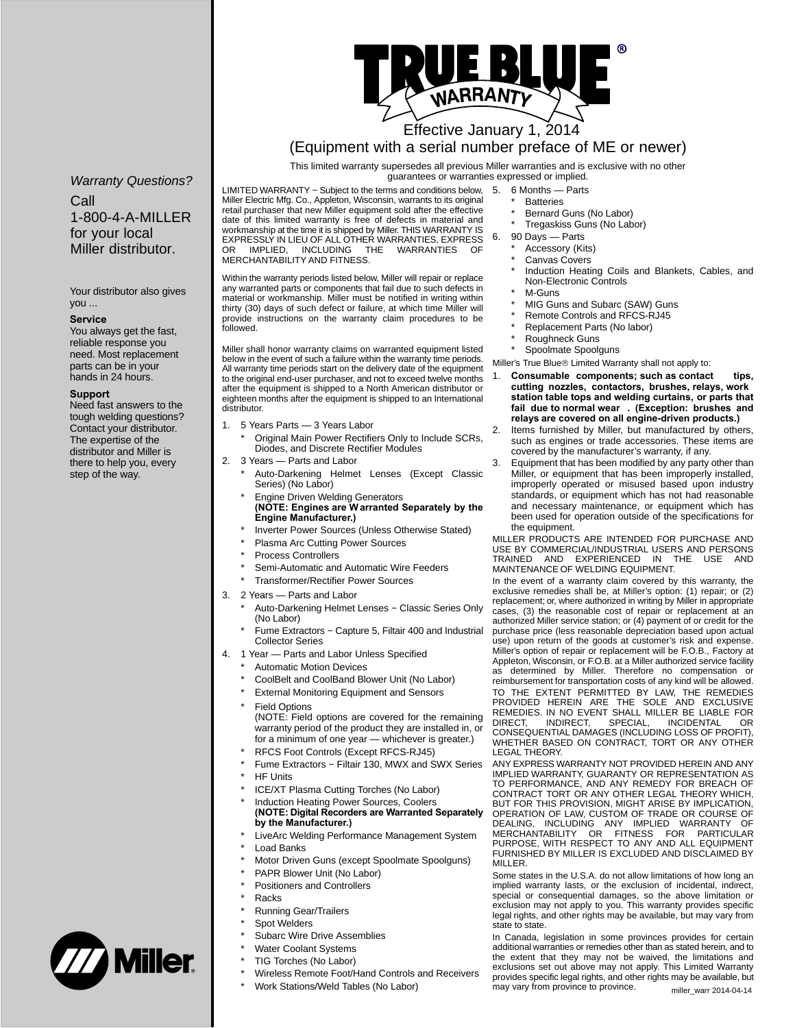# TRUE BLUE® WARRANTY

## Effective January 1, 2014
## (Equipment with a serial number preface of ME or newer)

This limited warranty supersedes all previous Miller warranties and is exclusive with no other guarantees or warranties expressed or implied.

*Warranty Questions?*

Call
1-800-4-A-MILLER
for your local
Miller distributor.

Your distributor also gives you ...

**Service**
You always get the fast, reliable response you need. Most replacement parts can be in your hands in 24 hours.

**Support**
Need fast answers to the tough welding questions? Contact your distributor. The expertise of the distributor and Miller is there to help you, every step of the way.

LIMITED WARRANTY − Subject to the terms and conditions below, Miller Electric Mfg. Co., Appleton, Wisconsin, warrants to its original retail purchaser that new Miller equipment sold after the effective date of this limited warranty is free of defects in material and workmanship at the time it is shipped by Miller. THIS WARRANTY IS EXPRESSLY IN LIEU OF ALL OTHER WARRANTIES, EXPRESS OR IMPLIED, INCLUDING THE WARRANTIES OF MERCHANTABILITY AND FITNESS.

Within the warranty periods listed below, Miller will repair or replace any warranted parts or components that fail due to such defects in material or workmanship. Miller must be notified in writing within thirty (30) days of such defect or failure, at which time Miller will provide instructions on the warranty claim procedures to be followed.

Miller shall honor warranty claims on warranted equipment listed below in the event of such a failure within the warranty time periods. All warranty time periods start on the delivery date of the equipment to the original end-user purchaser, and not to exceed twelve months after the equipment is shipped to a North American distributor or eighteen months after the equipment is shipped to an International distributor.

1. 5 Years Parts — 3 Years Labor
   * Original Main Power Rectifiers Only to Include SCRs, Diodes, and Discrete Rectifier Modules
2. 3 Years — Parts and Labor
   * Auto-Darkening Helmet Lenses (Except Classic Series) (No Labor)
   * Engine Driven Welding Generators **(NOTE: Engines are Warranted Separately by the Engine Manufacturer.)**
   * Inverter Power Sources (Unless Otherwise Stated)
   * Plasma Arc Cutting Power Sources
   * Process Controllers
   * Semi-Automatic and Automatic Wire Feeders
   * Transformer/Rectifier Power Sources
3. 2 Years — Parts and Labor
   * Auto-Darkening Helmet Lenses − Classic Series Only (No Labor)
   * Fume Extractors − Capture 5, Filtair 400 and Industrial Collector Series
4. 1 Year — Parts and Labor Unless Specified
   * Automatic Motion Devices
   * CoolBelt and CoolBand Blower Unit (No Labor)
   * External Monitoring Equipment and Sensors
   * Field Options (NOTE: Field options are covered for the remaining warranty period of the product they are installed in, or for a minimum of one year — whichever is greater.)
   * RFCS Foot Controls (Except RFCS-RJ45)
   * Fume Extractors − Filtair 130, MWX and SWX Series
   * HF Units
   * ICE/XT Plasma Cutting Torches (No Labor)
   * Induction Heating Power Sources, Coolers **(NOTE: Digital Recorders are Warranted Separately by the Manufacturer.)**
   * LiveArc Welding Performance Management System
   * Load Banks
   * Motor Driven Guns (except Spoolmate Spoolguns)
   * PAPR Blower Unit (No Labor)
   * Positioners and Controllers
   * Racks
   * Running Gear/Trailers
   * Spot Welders
   * Subarc Wire Drive Assemblies
   * Water Coolant Systems
   * TIG Torches (No Labor)
   * Wireless Remote Foot/Hand Controls and Receivers
   * Work Stations/Weld Tables (No Labor)
5. 6 Months — Parts
   * Batteries
   * Bernard Guns (No Labor)
   * Tregaskiss Guns (No Labor)
6. 90 Days — Parts
   * Accessory (Kits)
   * Canvas Covers
   * Induction Heating Coils and Blankets, Cables, and Non-Electronic Controls
   * M-Guns
   * MIG Guns and Subarc (SAW) Guns
   * Remote Controls and RFCS-RJ45
   * Replacement Parts (No labor)
   * Roughneck Guns
   * Spoolmate Spoolguns

Miller's True Blue® Limited Warranty shall not apply to:

1. **Consumable components; such as contact tips, cutting nozzles, contactors, brushes, relays, work station table tops and welding curtains, or parts that fail due to normal wear. (Exception: brushes and relays are covered on all engine-driven products.)**
2. Items furnished by Miller, but manufactured by others, such as engines or trade accessories. These items are covered by the manufacturer's warranty, if any.
3. Equipment that has been modified by any party other than Miller, or equipment that has been improperly installed, improperly operated or misused based upon industry standards, or equipment which has not had reasonable and necessary maintenance, or equipment which has been used for operation outside of the specifications for the equipment.

MILLER PRODUCTS ARE INTENDED FOR PURCHASE AND USE BY COMMERCIAL/INDUSTRIAL USERS AND PERSONS TRAINED AND EXPERIENCED IN THE USE AND MAINTENANCE OF WELDING EQUIPMENT.

In the event of a warranty claim covered by this warranty, the exclusive remedies shall be, at Miller's option: (1) repair; or (2) replacement; or, where authorized in writing by Miller in appropriate cases, (3) the reasonable cost of repair or replacement at an authorized Miller service station; or (4) payment of or credit for the purchase price (less reasonable depreciation based upon actual use) upon return of the goods at customer's risk and expense. Miller's option of repair or replacement will be F.O.B., Factory at Appleton, Wisconsin, or F.O.B. at a Miller authorized service facility as determined by Miller. Therefore no compensation or reimbursement for transportation costs of any kind will be allowed.

TO THE EXTENT PERMITTED BY LAW, THE REMEDIES PROVIDED HEREIN ARE THE SOLE AND EXCLUSIVE REMEDIES. IN NO EVENT SHALL MILLER BE LIABLE FOR DIRECT, INDIRECT, SPECIAL, INCIDENTAL OR CONSEQUENTIAL DAMAGES (INCLUDING LOSS OF PROFIT), WHETHER BASED ON CONTRACT, TORT OR ANY OTHER LEGAL THEORY.

ANY EXPRESS WARRANTY NOT PROVIDED HEREIN AND ANY IMPLIED WARRANTY, GUARANTY OR REPRESENTATION AS TO PERFORMANCE, AND ANY REMEDY FOR BREACH OF CONTRACT TORT OR ANY OTHER LEGAL THEORY WHICH, BUT FOR THIS PROVISION, MIGHT ARISE BY IMPLICATION, OPERATION OF LAW, CUSTOM OF TRADE OR COURSE OF DEALING, INCLUDING ANY IMPLIED WARRANTY OF MERCHANTABILITY OR FITNESS FOR PARTICULAR PURPOSE, WITH RESPECT TO ANY AND ALL EQUIPMENT FURNISHED BY MILLER IS EXCLUDED AND DISCLAIMED BY MILLER.

Some states in the U.S.A. do not allow limitations of how long an implied warranty lasts, or the exclusion of incidental, indirect, special or consequential damages, so the above limitation or exclusion may not apply to you. This warranty provides specific legal rights, and other rights may be available, but may vary from state to state.

In Canada, legislation in some provinces provides for certain additional warranties or remedies other than as stated herein, and to the extent that they may not be waived, the limitations and exclusions set out above may not apply. This Limited Warranty provides specific legal rights, and other rights may be available, but may vary from province to province.

miller_warr 2014-04-14

Miller®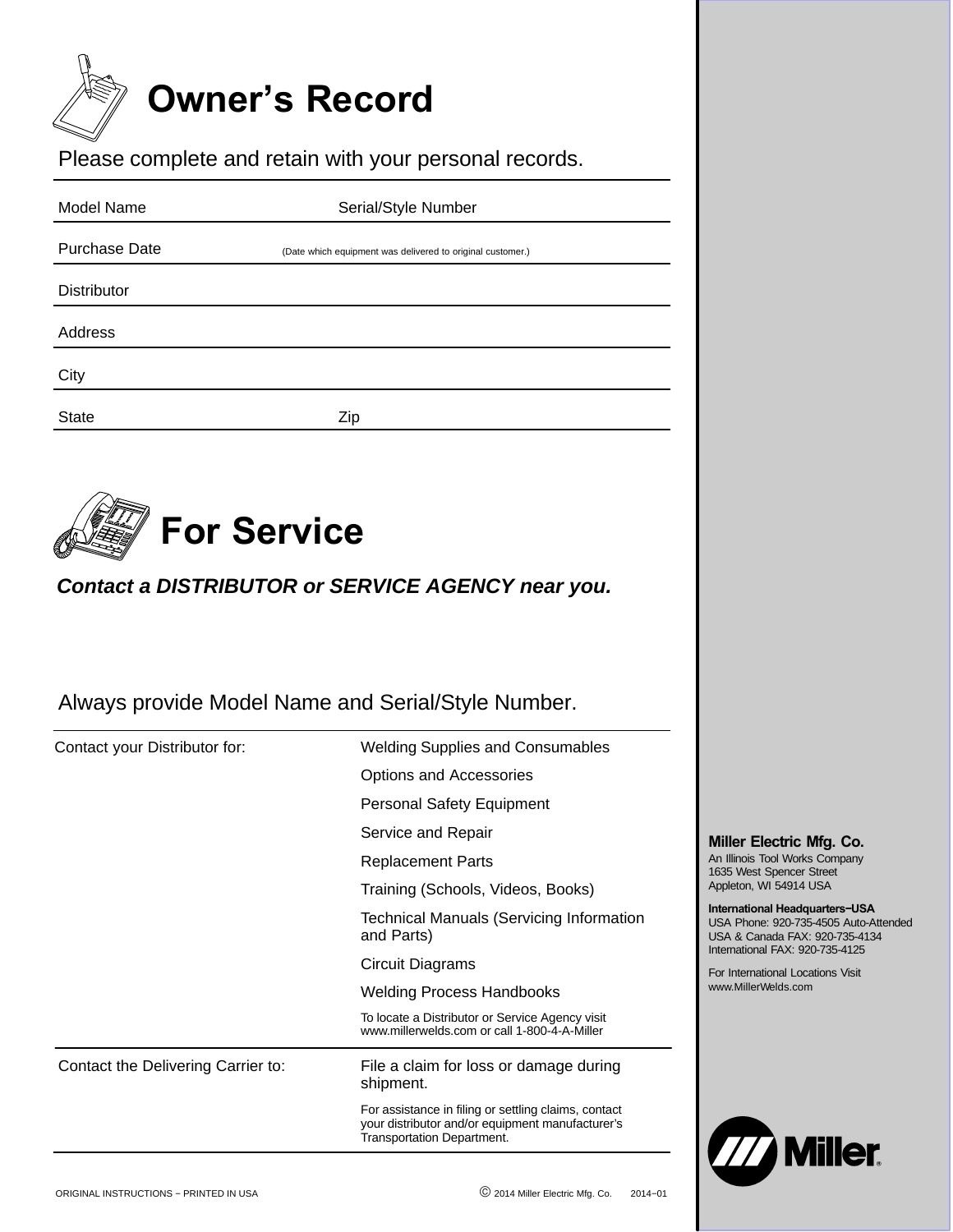# Owner's Record

Please complete and retain with your personal records.

| | |
|---|---|
| Model Name | Serial/Style Number |
| Purchase Date | (Date which equipment was delivered to original customer.) |
| Distributor | |
| Address | |
| City | |
| State | Zip |

# For Service

***Contact a DISTRIBUTOR or SERVICE AGENCY near you.***

Always provide Model Name and Serial/Style Number.

| | |
|---|---|
| Contact your Distributor for: | Welding Supplies and Consumables |
| | Options and Accessories |
| | Personal Safety Equipment |
| | Service and Repair |
| | Replacement Parts |
| | Training (Schools, Videos, Books) |
| | Technical Manuals (Servicing Information and Parts) |
| | Circuit Diagrams |
| | Welding Process Handbooks |
| | To locate a Distributor or Service Agency visit www.millerwelds.com or call 1-800-4-A-Miller |
| Contact the Delivering Carrier to: | File a claim for loss or damage during shipment. |
| | For assistance in filing or settling claims, contact your distributor and/or equipment manufacturer's Transportation Department. |

**Miller Electric Mfg. Co.**
An Illinois Tool Works Company
1635 West Spencer Street
Appleton, WI 54914 USA

**International Headquarters–USA**
USA Phone: 920-735-4505 Auto-Attended
USA & Canada FAX: 920-735-4134
International FAX: 920-735-4125

For International Locations Visit
www.MillerWelds.com

Miller

ORIGINAL INSTRUCTIONS – PRINTED IN USA

© 2014 Miller Electric Mfg. Co. 2014−01